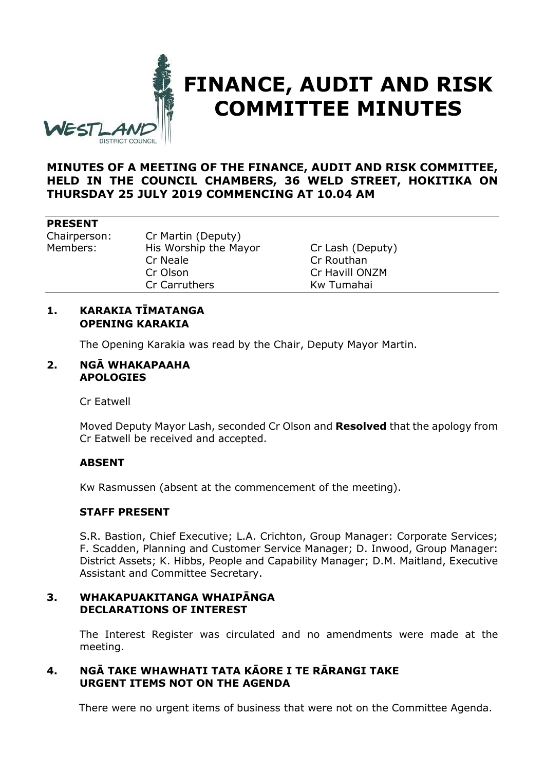# FINANCE, AUDIT AND RISK COMMITTEE MINUTES

**MINUTES OF A MEETING OF THE FINANCE, AUDIT AND RISK COMMITTEE, HELD IN THE COUNCIL CHAMBERS, 36 WELD STREET, HOKITIKA ON THURSDAY 25 JULY 2019 COMMENCING AT 10.04 AM**

**PRESENT**

| | | |
|---|---|---|
| Chairperson: | Cr Martin (Deputy) | |
| Members: | His Worship the Mayor | Cr Lash (Deputy) |
| | Cr Neale | Cr Routhan |
| | Cr Olson | Cr Havill ONZM |
| | Cr Carruthers | Kw Tumahai |

## 1. KARAKIA TĪMATANGA
## OPENING KARAKIA

The Opening Karakia was read by the Chair, Deputy Mayor Martin.

## 2. NGĀ WHAKAPAAHA
## APOLOGIES

Cr Eatwell

Moved Deputy Mayor Lash, seconded Cr Olson and **Resolved** that the apology from Cr Eatwell be received and accepted.

**ABSENT**

Kw Rasmussen (absent at the commencement of the meeting).

**STAFF PRESENT**

S.R. Bastion, Chief Executive; L.A. Crichton, Group Manager: Corporate Services; F. Scadden, Planning and Customer Service Manager; D. Inwood, Group Manager: District Assets; K. Hibbs, People and Capability Manager; D.M. Maitland, Executive Assistant and Committee Secretary.

## 3. WHAKAPUAKITANGA WHAIPĀNGA
## DECLARATIONS OF INTEREST

The Interest Register was circulated and no amendments were made at the meeting.

## 4. NGĀ TAKE WHAWHATI TATA KĀORE I TE RĀRANGI TAKE
## URGENT ITEMS NOT ON THE AGENDA

There were no urgent items of business that were not on the Committee Agenda.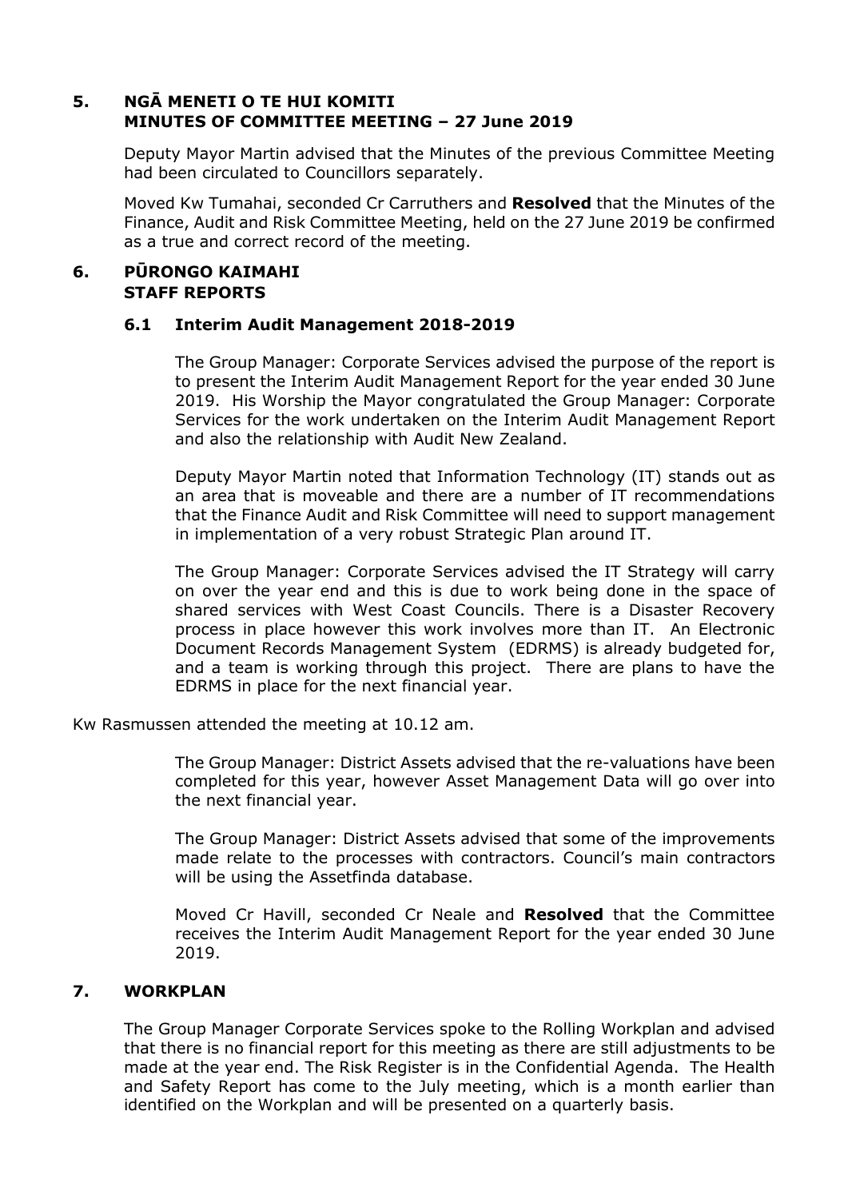## 5. NGĀ MENETI O TE HUI KOMITI
## MINUTES OF COMMITTEE MEETING – 27 June 2019

Deputy Mayor Martin advised that the Minutes of the previous Committee Meeting had been circulated to Councillors separately.

Moved Kw Tumahai, seconded Cr Carruthers and **Resolved** that the Minutes of the Finance, Audit and Risk Committee Meeting, held on the 27 June 2019 be confirmed as a true and correct record of the meeting.

## 6. PŪRONGO KAIMAHI
## STAFF REPORTS

### 6.1 Interim Audit Management 2018-2019

The Group Manager: Corporate Services advised the purpose of the report is to present the Interim Audit Management Report for the year ended 30 June 2019. His Worship the Mayor congratulated the Group Manager: Corporate Services for the work undertaken on the Interim Audit Management Report and also the relationship with Audit New Zealand.

Deputy Mayor Martin noted that Information Technology (IT) stands out as an area that is moveable and there are a number of IT recommendations that the Finance Audit and Risk Committee will need to support management in implementation of a very robust Strategic Plan around IT.

The Group Manager: Corporate Services advised the IT Strategy will carry on over the year end and this is due to work being done in the space of shared services with West Coast Councils. There is a Disaster Recovery process in place however this work involves more than IT. An Electronic Document Records Management System (EDRMS) is already budgeted for, and a team is working through this project. There are plans to have the EDRMS in place for the next financial year.

Kw Rasmussen attended the meeting at 10.12 am.

The Group Manager: District Assets advised that the re-valuations have been completed for this year, however Asset Management Data will go over into the next financial year.

The Group Manager: District Assets advised that some of the improvements made relate to the processes with contractors. Council's main contractors will be using the Assetfinda database.

Moved Cr Havill, seconded Cr Neale and **Resolved** that the Committee receives the Interim Audit Management Report for the year ended 30 June 2019.

## 7. WORKPLAN

The Group Manager Corporate Services spoke to the Rolling Workplan and advised that there is no financial report for this meeting as there are still adjustments to be made at the year end. The Risk Register is in the Confidential Agenda. The Health and Safety Report has come to the July meeting, which is a month earlier than identified on the Workplan and will be presented on a quarterly basis.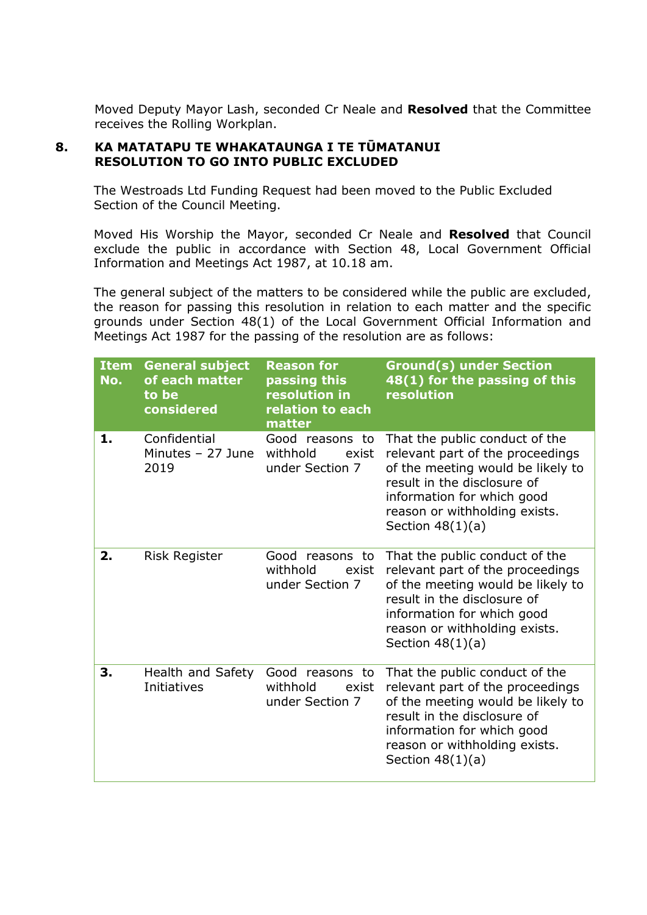Moved Deputy Mayor Lash, seconded Cr Neale and **Resolved** that the Committee receives the Rolling Workplan.

## 8. KA MATATAPU TE WHAKATAUNGA I TE TŪMATANUI RESOLUTION TO GO INTO PUBLIC EXCLUDED

The Westroads Ltd Funding Request had been moved to the Public Excluded Section of the Council Meeting.

Moved His Worship the Mayor, seconded Cr Neale and **Resolved** that Council exclude the public in accordance with Section 48, Local Government Official Information and Meetings Act 1987, at 10.18 am.

The general subject of the matters to be considered while the public are excluded, the reason for passing this resolution in relation to each matter and the specific grounds under Section 48(1) of the Local Government Official Information and Meetings Act 1987 for the passing of the resolution are as follows:

| Item No. | General subject of each matter to be considered | Reason for passing this resolution in relation to each matter | Ground(s) under Section 48(1) for the passing of this resolution |
|---|---|---|---|
| **1.** | Confidential Minutes – 27 June 2019 | Good reasons to withhold exist under Section 7 | That the public conduct of the relevant part of the proceedings of the meeting would be likely to result in the disclosure of information for which good reason or withholding exists. Section 48(1)(a) |
| **2.** | Risk Register | Good reasons to withhold exist under Section 7 | That the public conduct of the relevant part of the proceedings of the meeting would be likely to result in the disclosure of information for which good reason or withholding exists. Section 48(1)(a) |
| **3.** | Health and Safety Initiatives | Good reasons to withhold exist under Section 7 | That the public conduct of the relevant part of the proceedings of the meeting would be likely to result in the disclosure of information for which good reason or withholding exists. Section 48(1)(a) |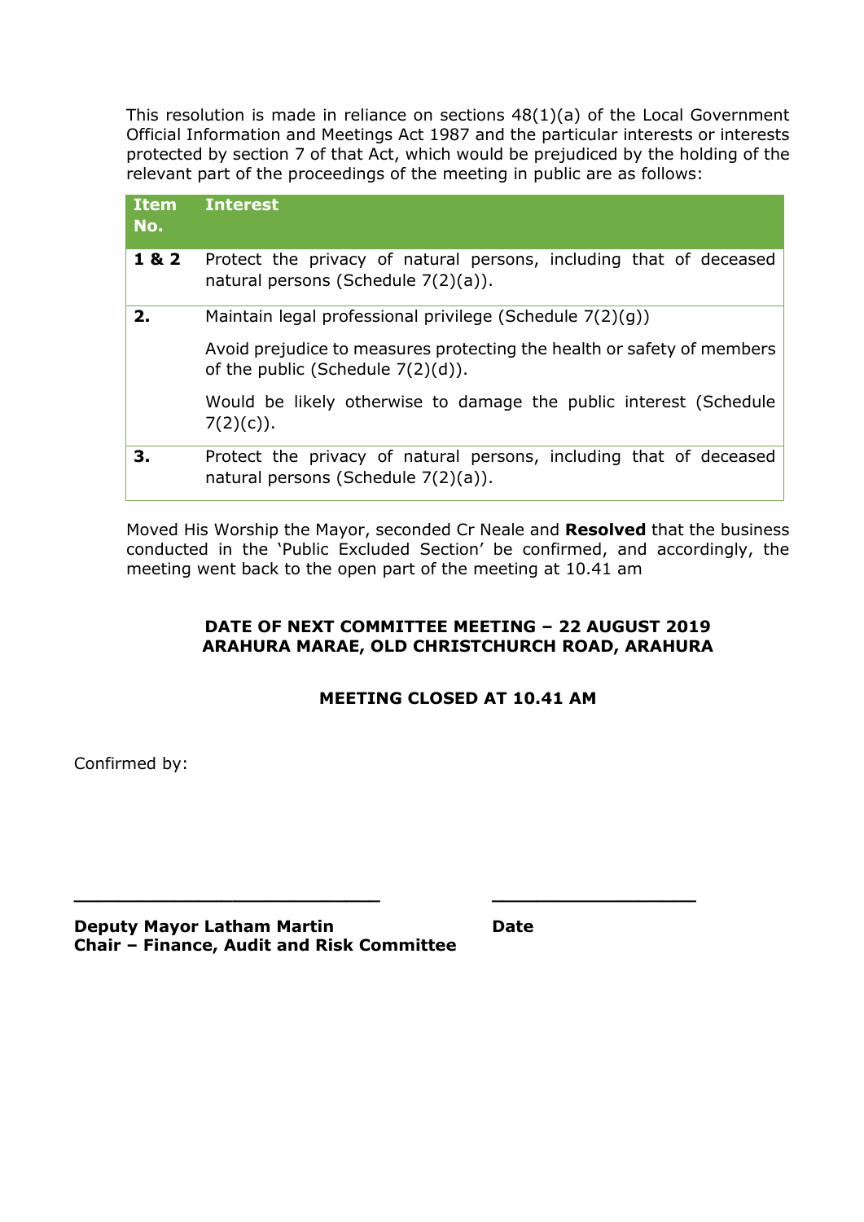This resolution is made in reliance on sections 48(1)(a) of the Local Government Official Information and Meetings Act 1987 and the particular interests or interests protected by section 7 of that Act, which would be prejudiced by the holding of the relevant part of the proceedings of the meeting in public are as follows:

| Item No. | Interest |
|---|---|
| **1 & 2** | Protect the privacy of natural persons, including that of deceased natural persons (Schedule 7(2)(a)). |
| **2.** | Maintain legal professional privilege (Schedule 7(2)(g))<br><br>Avoid prejudice to measures protecting the health or safety of members of the public (Schedule 7(2)(d)).<br><br>Would be likely otherwise to damage the public interest (Schedule 7(2)(c)). |
| **3.** | Protect the privacy of natural persons, including that of deceased natural persons (Schedule 7(2)(a)). |

Moved His Worship the Mayor, seconded Cr Neale and **Resolved** that the business conducted in the 'Public Excluded Section' be confirmed, and accordingly, the meeting went back to the open part of the meeting at 10.41 am

**DATE OF NEXT COMMITTEE MEETING – 22 AUGUST 2019**
**ARAHURA MARAE, OLD CHRISTCHURCH ROAD, ARAHURA**

**MEETING CLOSED AT 10.41 AM**

Confirmed by:

\_\_\_\_\_\_\_\_\_\_\_\_\_\_\_\_\_\_\_\_\_\_\_\_\_\_\_\_\_ \_\_\_\_\_\_\_\_\_\_\_\_\_\_\_\_\_\_\_

**Deputy Mayor Latham Martin** **Date**
**Chair – Finance, Audit and Risk Committee**